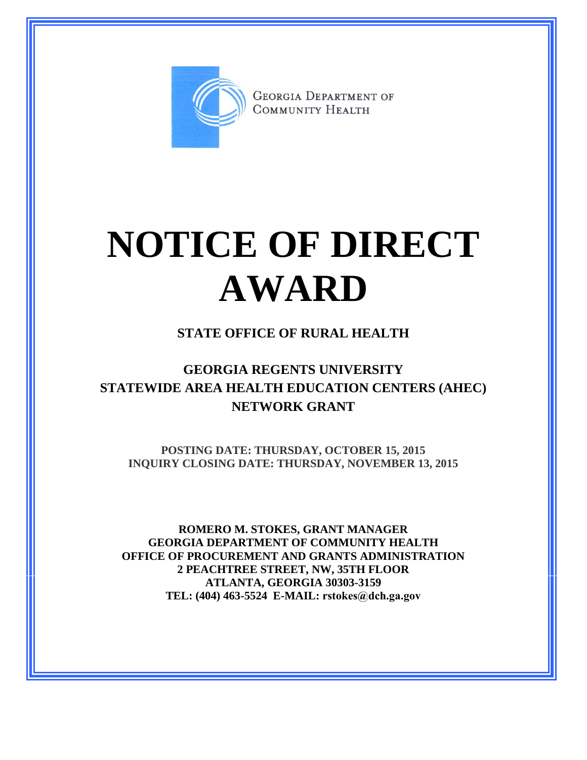GEORGIA DEPARTMENT OF COMMUNITY HEALTH

# NOTICE OF DIRECT AWARD

## STATE OFFICE OF RURAL HEALTH

## GEORGIA REGENTS UNIVERSITY STATEWIDE AREA HEALTH EDUCATION CENTERS (AHEC) NETWORK GRANT

**POSTING DATE: THURSDAY, OCTOBER 15, 2015**
**INQUIRY CLOSING DATE: THURSDAY, NOVEMBER 13, 2015**

**ROMERO M. STOKES, GRANT MANAGER**
**GEORGIA DEPARTMENT OF COMMUNITY HEALTH**
**OFFICE OF PROCUREMENT AND GRANTS ADMINISTRATION**
**2 PEACHTREE STREET, NW, 35TH FLOOR**
**ATLANTA, GEORGIA 30303-3159**
**TEL: (404) 463-5524 E-MAIL: rstokes@dch.ga.gov**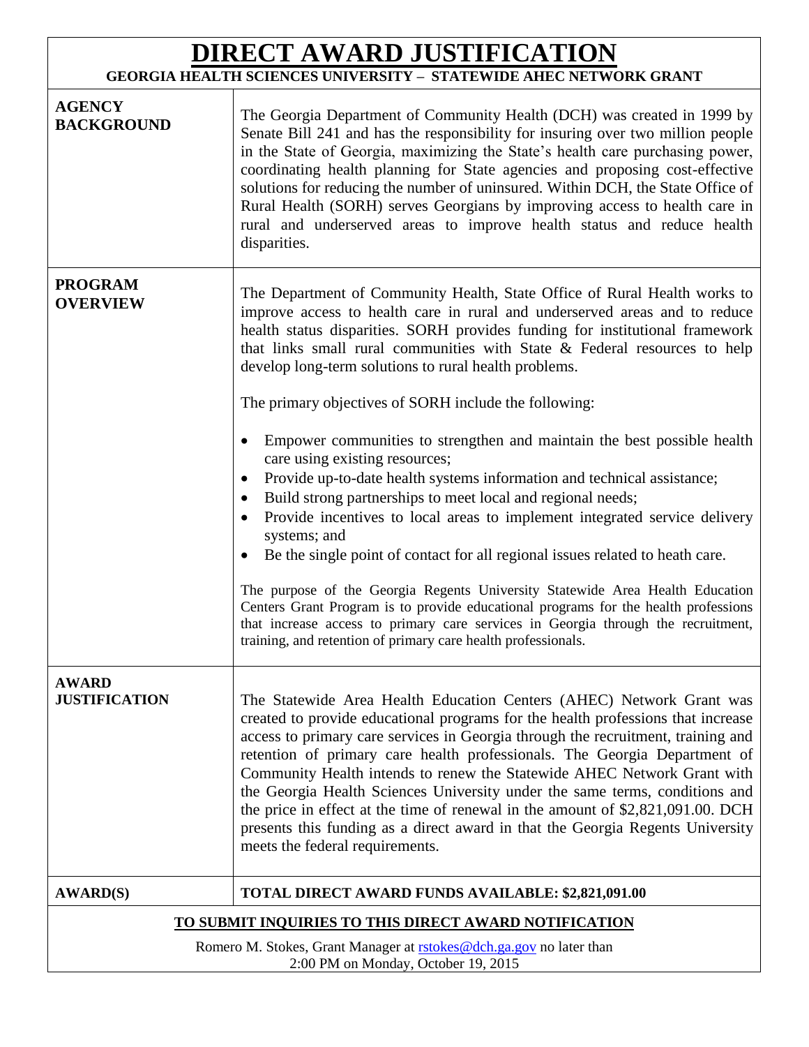# DIRECT AWARD JUSTIFICATION

## GEORGIA HEALTH SCIENCES UNIVERSITY – STATEWIDE AHEC NETWORK GRANT

| | |
|---|---|
| **AGENCY BACKGROUND** | The Georgia Department of Community Health (DCH) was created in 1999 by Senate Bill 241 and has the responsibility for insuring over two million people in the State of Georgia, maximizing the State's health care purchasing power, coordinating health planning for State agencies and proposing cost-effective solutions for reducing the number of uninsured. Within DCH, the State Office of Rural Health (SORH) serves Georgians by improving access to health care in rural and underserved areas to improve health status and reduce health disparities. |
| **PROGRAM OVERVIEW** | The Department of Community Health, State Office of Rural Health works to improve access to health care in rural and underserved areas and to reduce health status disparities. SORH provides funding for institutional framework that links small rural communities with State & Federal resources to help develop long-term solutions to rural health problems.<br><br>The primary objectives of SORH include the following:<br><br>• Empower communities to strengthen and maintain the best possible health care using existing resources;<br>• Provide up-to-date health systems information and technical assistance;<br>• Build strong partnerships to meet local and regional needs;<br>• Provide incentives to local areas to implement integrated service delivery systems; and<br>• Be the single point of contact for all regional issues related to heath care.<br><br>The purpose of the Georgia Regents University Statewide Area Health Education Centers Grant Program is to provide educational programs for the health professions that increase access to primary care services in Georgia through the recruitment, training, and retention of primary care health professionals. |
| **AWARD JUSTIFICATION** | The Statewide Area Health Education Centers (AHEC) Network Grant was created to provide educational programs for the health professions that increase access to primary care services in Georgia through the recruitment, training and retention of primary care health professionals. The Georgia Department of Community Health intends to renew the Statewide AHEC Network Grant with the Georgia Health Sciences University under the same terms, conditions and the price in effect at the time of renewal in the amount of $2,821,091.00. DCH presents this funding as a direct award in that the Georgia Regents University meets the federal requirements. |
| **AWARD(S)** | **TOTAL DIRECT AWARD FUNDS AVAILABLE: $2,821,091.00** |

**TO SUBMIT INQUIRIES TO THIS DIRECT AWARD NOTIFICATION**

Romero M. Stokes, Grant Manager at rstokes@dch.ga.gov no later than 2:00 PM on Monday, October 19, 2015